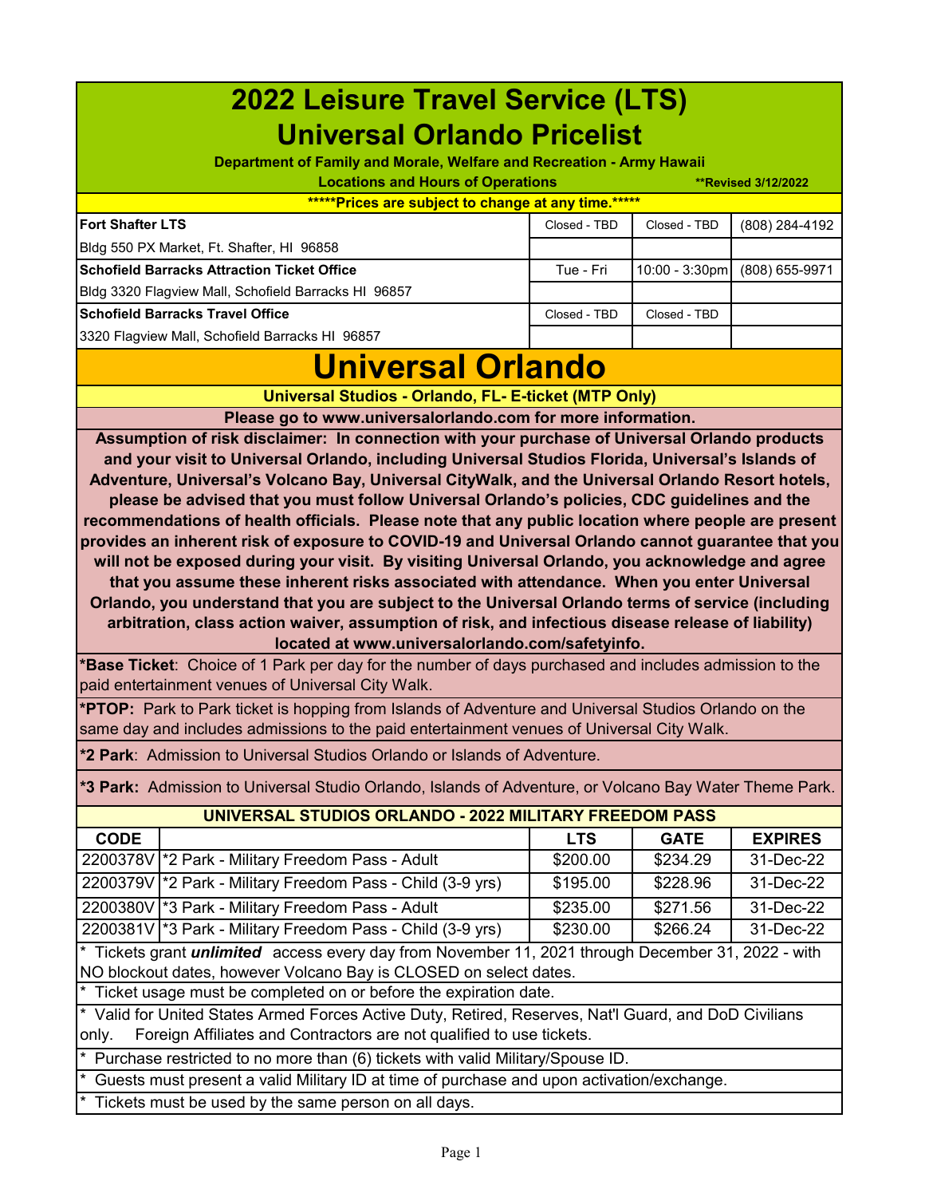# 2022 Leisure Travel Service (LTS)
# Universal Orlando Pricelist

**Department of Family and Morale, Welfare and Recreation - Army Hawaii**

**Locations and Hours of Operations** **Revised 3/12/2022

*****Prices are subject to change at any time.*****

| | | | |
|---|---|---|---|
| **Fort Shafter LTS** | Closed - TBD | Closed - TBD | (808) 284-4192 |
| Bldg 550 PX Market, Ft. Shafter, HI 96858 | | | |
| **Schofield Barracks Attraction Ticket Office** | Tue - Fri | 10:00 - 3:30pm | (808) 655-9971 |
| Bldg 3320 Flagview Mall, Schofield Barracks HI 96857 | | | |
| **Schofield Barracks Travel Office** | Closed - TBD | Closed - TBD | |
| 3320 Flagview Mall, Schofield Barracks HI 96857 | | | |

# Universal Orlando

**Universal Studios - Orlando, FL- E-ticket (MTP Only)**

**Please go to www.universalorlando.com for more information.**

**Assumption of risk disclaimer: In connection with your purchase of Universal Orlando products and your visit to Universal Orlando, including Universal Studios Florida, Universal's Islands of Adventure, Universal's Volcano Bay, Universal CityWalk, and the Universal Orlando Resort hotels, please be advised that you must follow Universal Orlando's policies, CDC guidelines and the recommendations of health officials. Please note that any public location where people are present provides an inherent risk of exposure to COVID-19 and Universal Orlando cannot guarantee that you will not be exposed during your visit. By visiting Universal Orlando, you acknowledge and agree that you assume these inherent risks associated with attendance. When you enter Universal Orlando, you understand that you are subject to the Universal Orlando terms of service (including arbitration, class action waiver, assumption of risk, and infectious disease release of liability) located at www.universalorlando.com/safetyinfo.**

**\*Base Ticket**: Choice of 1 Park per day for the number of days purchased and includes admission to the paid entertainment venues of Universal City Walk.

**\*PTOP:** Park to Park ticket is hopping from Islands of Adventure and Universal Studios Orlando on the same day and includes admissions to the paid entertainment venues of Universal City Walk.

**\*2 Park**: Admission to Universal Studios Orlando or Islands of Adventure.

**\*3 Park:** Admission to Universal Studio Orlando, Islands of Adventure, or Volcano Bay Water Theme Park.

**UNIVERSAL STUDIOS ORLANDO - 2022 MILITARY FREEDOM PASS**

| CODE | | LTS | GATE | EXPIRES |
|---|---|---|---|---|
| 2200378V | *2 Park - Military Freedom Pass - Adult | $200.00 | $234.29 | 31-Dec-22 |
| 2200379V | *2 Park - Military Freedom Pass - Child (3-9 yrs) | $195.00 | $228.96 | 31-Dec-22 |
| 2200380V | *3 Park - Military Freedom Pass - Adult | $235.00 | $271.56 | 31-Dec-22 |
| 2200381V | *3 Park - Military Freedom Pass - Child (3-9 yrs) | $230.00 | $266.24 | 31-Dec-22 |

\* Tickets grant ***unlimited*** access every day from November 11, 2021 through December 31, 2022 - with NO blockout dates, however Volcano Bay is CLOSED on select dates.

\* Ticket usage must be completed on or before the expiration date.

\* Valid for United States Armed Forces Active Duty, Retired, Reserves, Nat'l Guard, and DoD Civilians only. Foreign Affiliates and Contractors are not qualified to use tickets.

\* Purchase restricted to no more than (6) tickets with valid Military/Spouse ID.

\* Guests must present a valid Military ID at time of purchase and upon activation/exchange.

\* Tickets must be used by the same person on all days.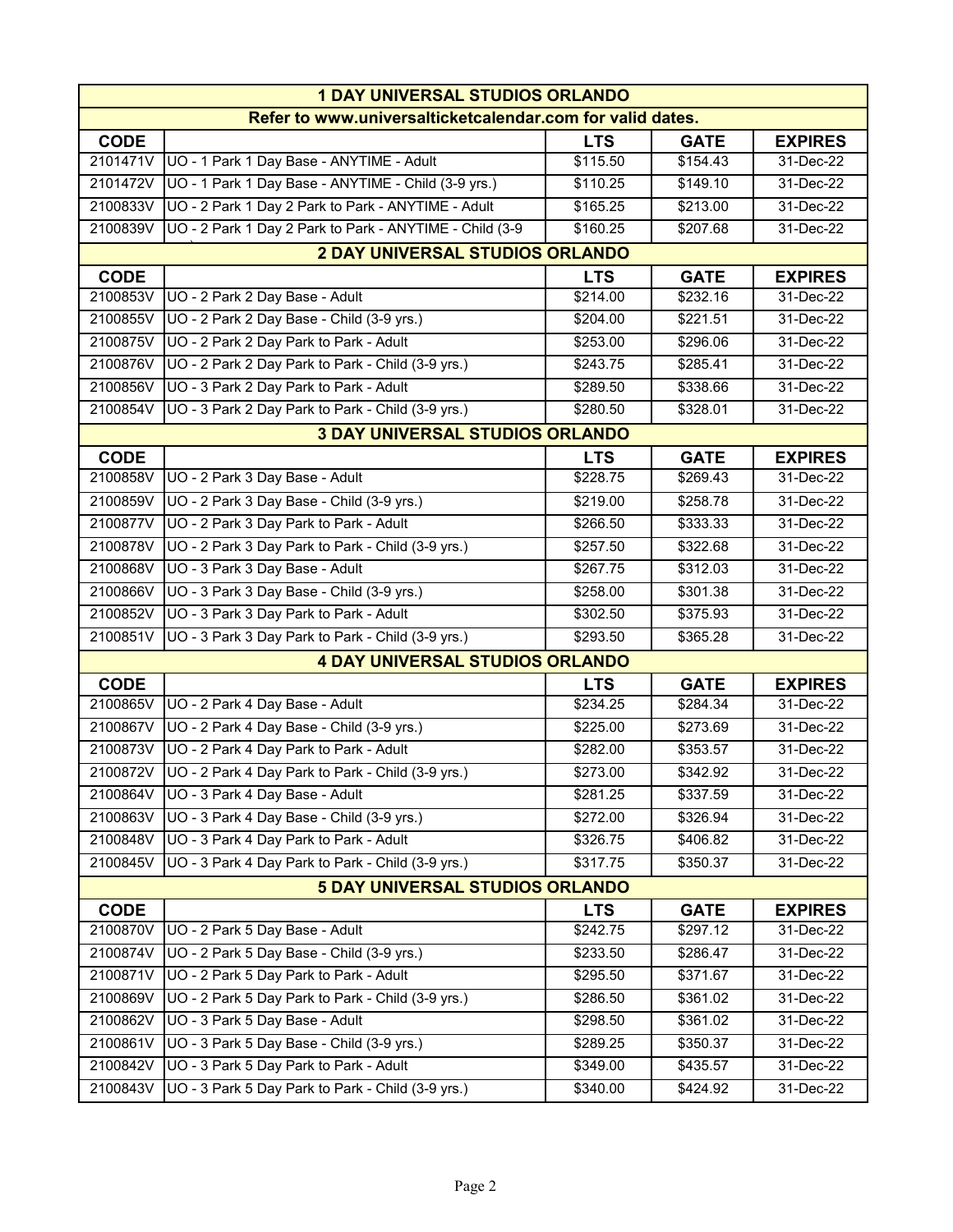| 1 DAY UNIVERSAL STUDIOS ORLANDO | | | | |
|---|---|---|---|---|
| Refer to www.universalticketcalendar.com for valid dates. | | | | |
| **CODE** | | **LTS** | **GATE** | **EXPIRES** |
| 2101471V | UO - 1 Park 1 Day Base - ANYTIME - Adult | $115.50 | $154.43 | 31-Dec-22 |
| 2101472V | UO - 1 Park 1 Day Base - ANYTIME - Child (3-9 yrs.) | $110.25 | $149.10 | 31-Dec-22 |
| 2100833V | UO - 2 Park 1 Day 2 Park to Park - ANYTIME - Adult | $165.25 | $213.00 | 31-Dec-22 |
| 2100839V | UO - 2 Park 1 Day 2 Park to Park - ANYTIME - Child (3-9 | $160.25 | $207.68 | 31-Dec-22 |
| **2 DAY UNIVERSAL STUDIOS ORLANDO** | | | | |
| **CODE** | | **LTS** | **GATE** | **EXPIRES** |
| 2100853V | UO - 2 Park 2 Day Base - Adult | $214.00 | $232.16 | 31-Dec-22 |
| 2100855V | UO - 2 Park 2 Day Base - Child (3-9 yrs.) | $204.00 | $221.51 | 31-Dec-22 |
| 2100875V | UO - 2 Park 2 Day Park to Park - Adult | $253.00 | $296.06 | 31-Dec-22 |
| 2100876V | UO - 2 Park 2 Day Park to Park - Child (3-9 yrs.) | $243.75 | $285.41 | 31-Dec-22 |
| 2100856V | UO - 3 Park 2 Day Park to Park - Adult | $289.50 | $338.66 | 31-Dec-22 |
| 2100854V | UO - 3 Park 2 Day Park to Park - Child (3-9 yrs.) | $280.50 | $328.01 | 31-Dec-22 |
| **3 DAY UNIVERSAL STUDIOS ORLANDO** | | | | |
| **CODE** | | **LTS** | **GATE** | **EXPIRES** |
| 2100858V | UO - 2 Park 3 Day Base - Adult | $228.75 | $269.43 | 31-Dec-22 |
| 2100859V | UO - 2 Park 3 Day Base - Child (3-9 yrs.) | $219.00 | $258.78 | 31-Dec-22 |
| 2100877V | UO - 2 Park 3 Day Park to Park - Adult | $266.50 | $333.33 | 31-Dec-22 |
| 2100878V | UO - 2 Park 3 Day Park to Park - Child (3-9 yrs.) | $257.50 | $322.68 | 31-Dec-22 |
| 2100868V | UO - 3 Park 3 Day Base - Adult | $267.75 | $312.03 | 31-Dec-22 |
| 2100866V | UO - 3 Park 3 Day Base - Child (3-9 yrs.) | $258.00 | $301.38 | 31-Dec-22 |
| 2100852V | UO - 3 Park 3 Day Park to Park - Adult | $302.50 | $375.93 | 31-Dec-22 |
| 2100851V | UO - 3 Park 3 Day Park to Park - Child (3-9 yrs.) | $293.50 | $365.28 | 31-Dec-22 |
| **4 DAY UNIVERSAL STUDIOS ORLANDO** | | | | |
| **CODE** | | **LTS** | **GATE** | **EXPIRES** |
| 2100865V | UO - 2 Park 4 Day Base - Adult | $234.25 | $284.34 | 31-Dec-22 |
| 2100867V | UO - 2 Park 4 Day Base - Child (3-9 yrs.) | $225.00 | $273.69 | 31-Dec-22 |
| 2100873V | UO - 2 Park 4 Day Park to Park - Adult | $282.00 | $353.57 | 31-Dec-22 |
| 2100872V | UO - 2 Park 4 Day Park to Park - Child (3-9 yrs.) | $273.00 | $342.92 | 31-Dec-22 |
| 2100864V | UO - 3 Park 4 Day Base - Adult | $281.25 | $337.59 | 31-Dec-22 |
| 2100863V | UO - 3 Park 4 Day Base - Child (3-9 yrs.) | $272.00 | $326.94 | 31-Dec-22 |
| 2100848V | UO - 3 Park 4 Day Park to Park - Adult | $326.75 | $406.82 | 31-Dec-22 |
| 2100845V | UO - 3 Park 4 Day Park to Park - Child (3-9 yrs.) | $317.75 | $350.37 | 31-Dec-22 |
| **5 DAY UNIVERSAL STUDIOS ORLANDO** | | | | |
| **CODE** | | **LTS** | **GATE** | **EXPIRES** |
| 2100870V | UO - 2 Park 5 Day Base - Adult | $242.75 | $297.12 | 31-Dec-22 |
| 2100874V | UO - 2 Park 5 Day Base - Child (3-9 yrs.) | $233.50 | $286.47 | 31-Dec-22 |
| 2100871V | UO - 2 Park 5 Day Park to Park - Adult | $295.50 | $371.67 | 31-Dec-22 |
| 2100869V | UO - 2 Park 5 Day Park to Park - Child (3-9 yrs.) | $286.50 | $361.02 | 31-Dec-22 |
| 2100862V | UO - 3 Park 5 Day Base - Adult | $298.50 | $361.02 | 31-Dec-22 |
| 2100861V | UO - 3 Park 5 Day Base - Child (3-9 yrs.) | $289.25 | $350.37 | 31-Dec-22 |
| 2100842V | UO - 3 Park 5 Day Park to Park - Adult | $349.00 | $435.57 | 31-Dec-22 |
| 2100843V | UO - 3 Park 5 Day Park to Park - Child (3-9 yrs.) | $340.00 | $424.92 | 31-Dec-22 |